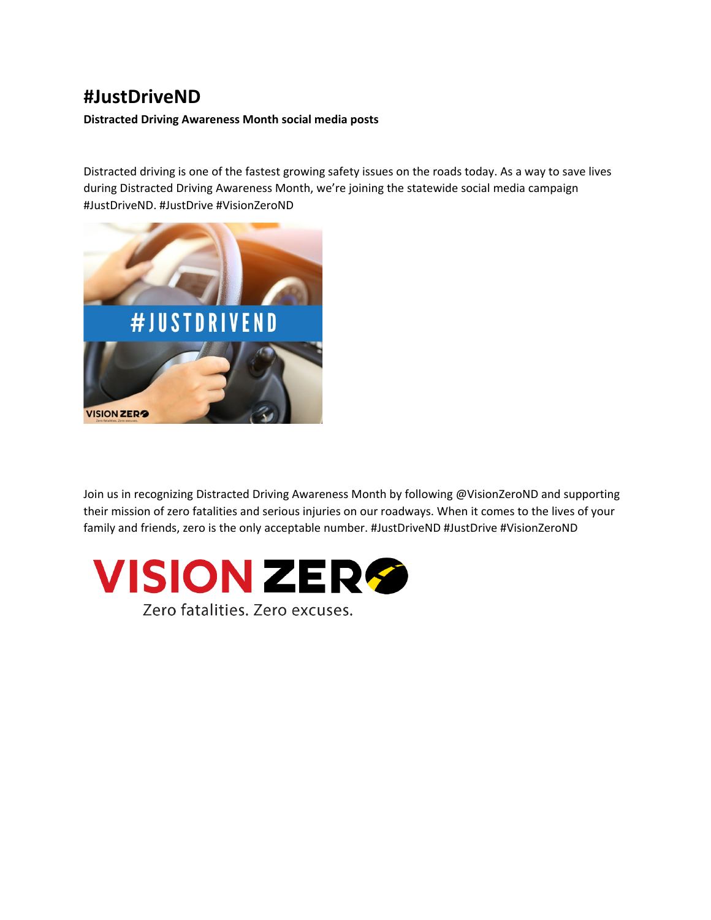# #JustDriveND

**Distracted Driving Awareness Month social media posts**

Distracted driving is one of the fastest growing safety issues on the roads today. As a way to save lives during Distracted Driving Awareness Month, we're joining the statewide social media campaign #JustDriveND. #JustDrive #VisionZeroND

Join us in recognizing Distracted Driving Awareness Month by following @VisionZeroND and supporting their mission of zero fatalities and serious injuries on our roadways. When it comes to the lives of your family and friends, zero is the only acceptable number. #JustDriveND #JustDrive #VisionZeroND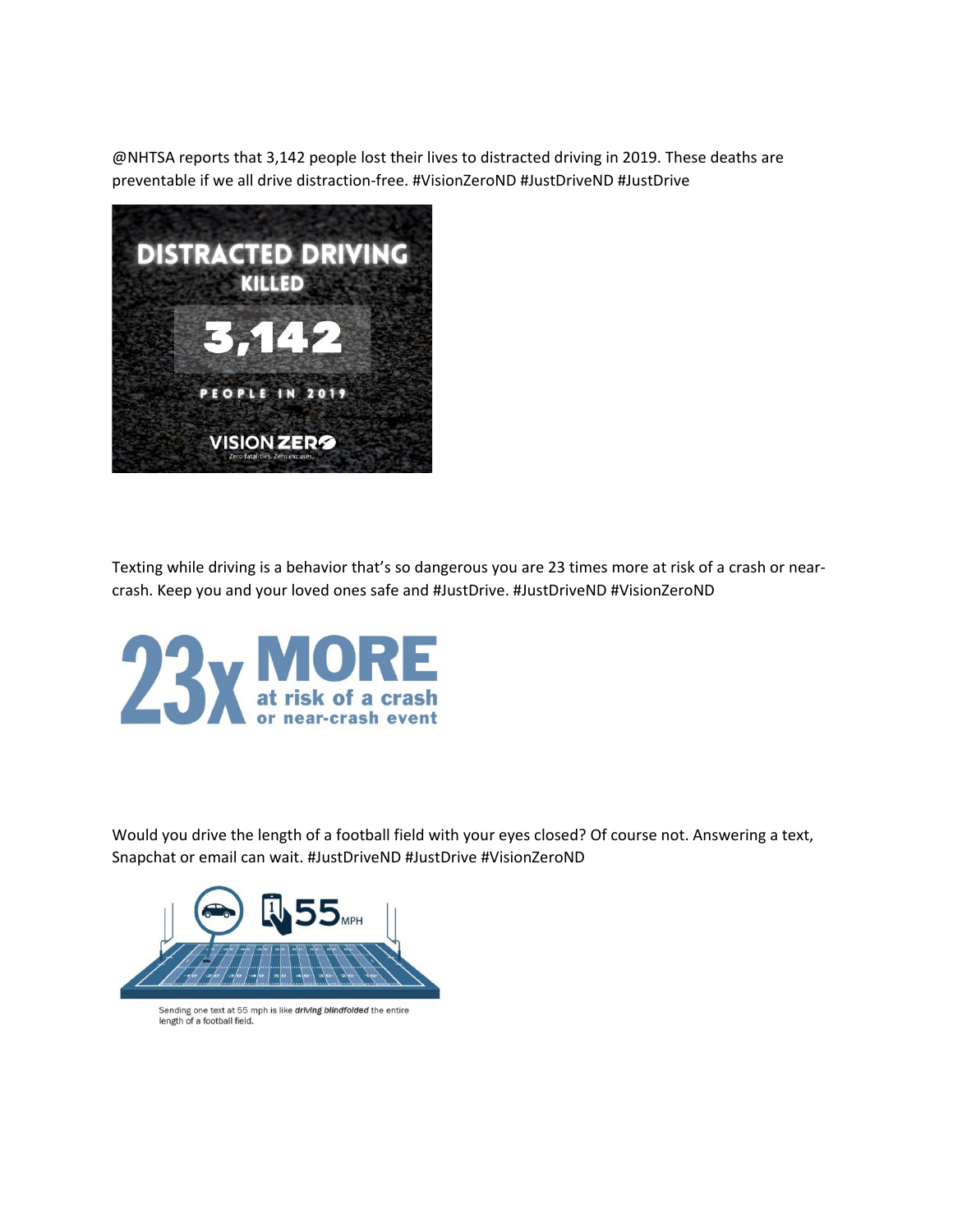@NHTSA reports that 3,142 people lost their lives to distracted driving in 2019. These deaths are preventable if we all drive distraction-free. #VisionZeroND #JustDriveND #JustDrive

DISTRACTED DRIVING
KILLED
3,142
PEOPLE IN 2019
VISION ZERO
Zero fatalities. Zero excuses.

Texting while driving is a behavior that's so dangerous you are 23 times more at risk of a crash or near-crash. Keep you and your loved ones safe and #JustDrive. #JustDriveND #VisionZeroND

23x MORE at risk of a crash or near-crash event

Would you drive the length of a football field with your eyes closed? Of course not. Answering a text, Snapchat or email can wait. #JustDriveND #JustDrive #VisionZeroND

55 MPH

Sending one text at 55 mph is like ***driving blindfolded*** the entire length of a football field.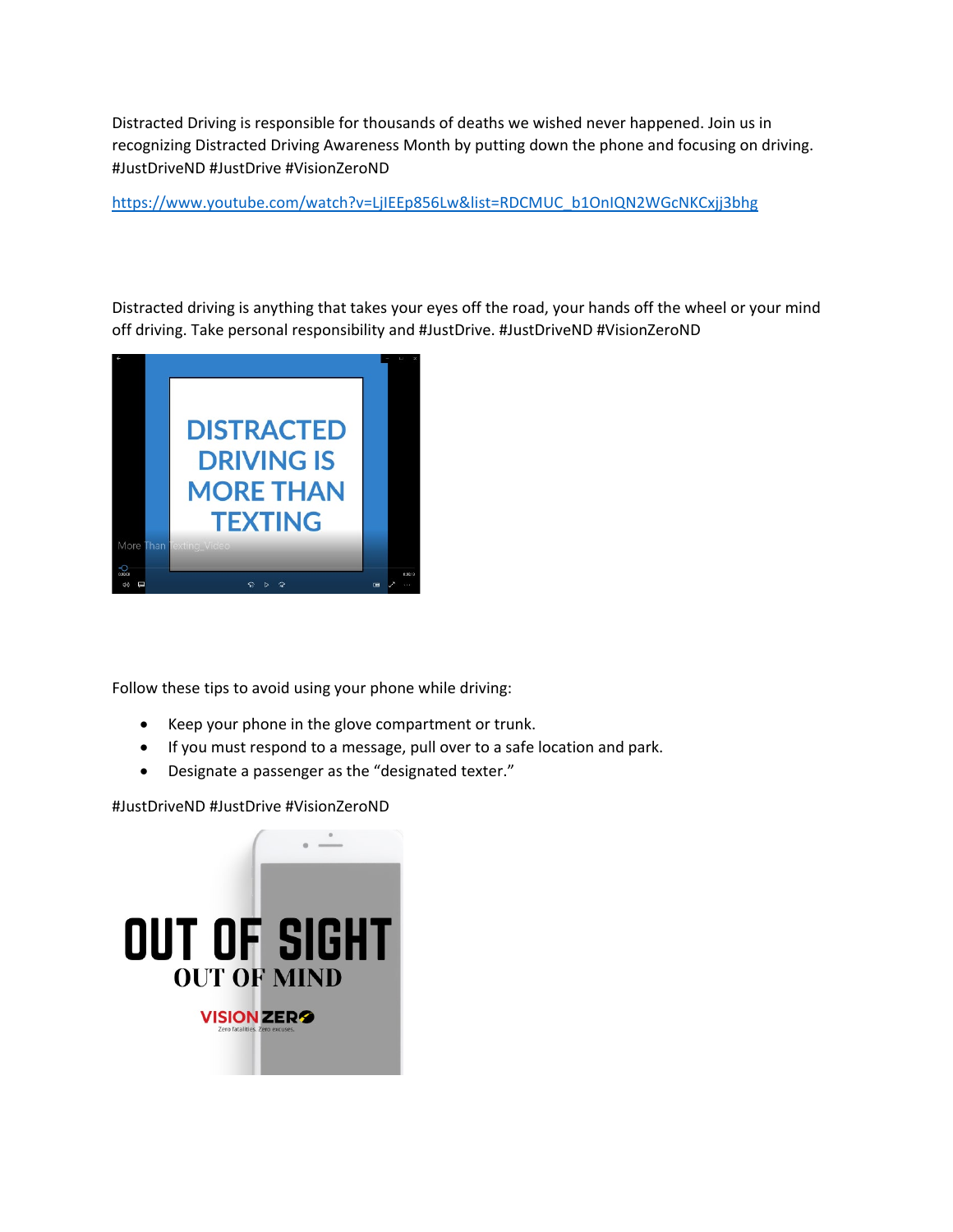Distracted Driving is responsible for thousands of deaths we wished never happened. Join us in recognizing Distracted Driving Awareness Month by putting down the phone and focusing on driving. #JustDriveND #JustDrive #VisionZeroND

https://www.youtube.com/watch?v=LjIEEp856Lw&list=RDCMUC_b1OnIQN2WGcNKCxjj3bhg

Distracted driving is anything that takes your eyes off the road, your hands off the wheel or your mind off driving. Take personal responsibility and #JustDrive. #JustDriveND #VisionZeroND

Follow these tips to avoid using your phone while driving:

- Keep your phone in the glove compartment or trunk.
- If you must respond to a message, pull over to a safe location and park.
- Designate a passenger as the "designated texter."

#JustDriveND #JustDrive #VisionZeroND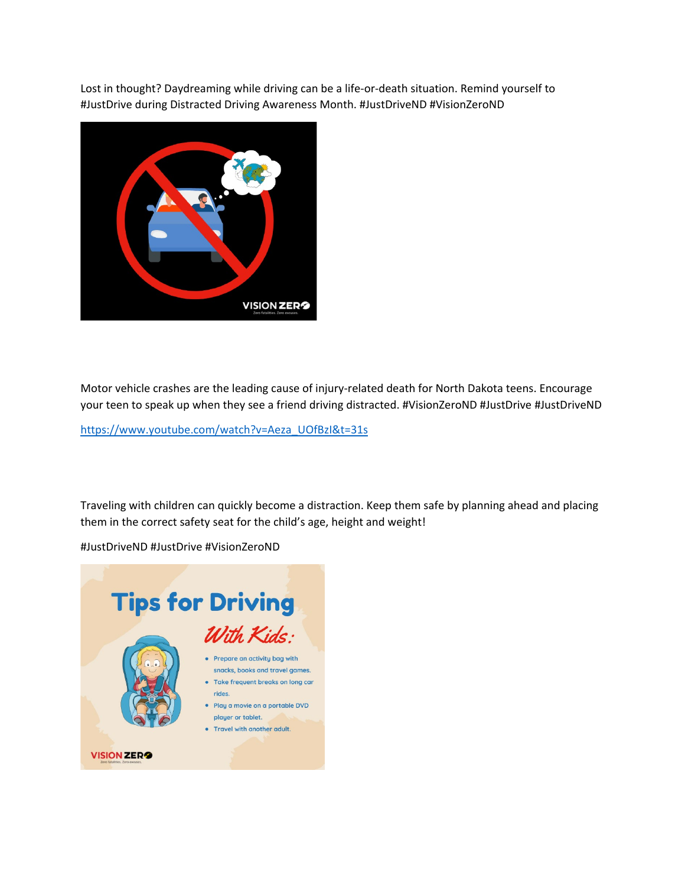Lost in thought? Daydreaming while driving can be a life-or-death situation. Remind yourself to #JustDrive during Distracted Driving Awareness Month. #JustDriveND #VisionZeroND

Motor vehicle crashes are the leading cause of injury-related death for North Dakota teens. Encourage your teen to speak up when they see a friend driving distracted. #VisionZeroND #JustDrive #JustDriveND

https://www.youtube.com/watch?v=Aeza_UOfBzI&t=31s

Traveling with children can quickly become a distraction. Keep them safe by planning ahead and placing them in the correct safety seat for the child's age, height and weight!

#JustDriveND #JustDrive #VisionZeroND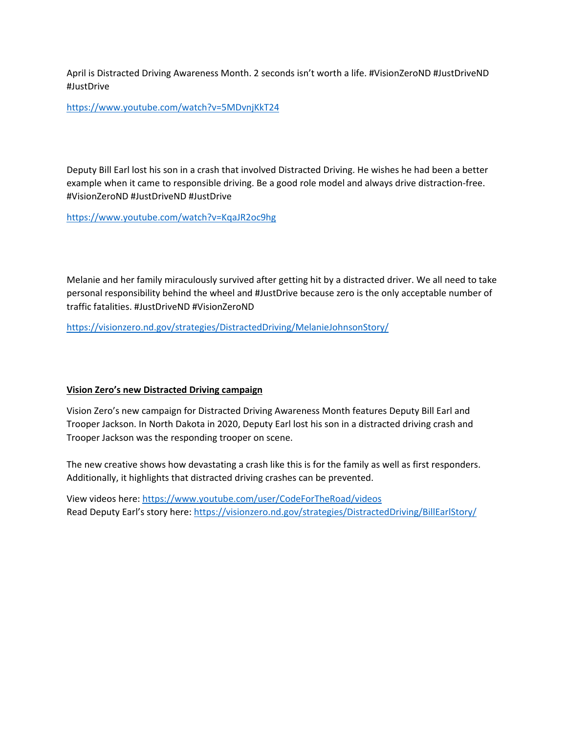April is Distracted Driving Awareness Month. 2 seconds isn't worth a life. #VisionZeroND #JustDriveND #JustDrive

https://www.youtube.com/watch?v=5MDvnjKkT24

Deputy Bill Earl lost his son in a crash that involved Distracted Driving. He wishes he had been a better example when it came to responsible driving. Be a good role model and always drive distraction-free. #VisionZeroND #JustDriveND #JustDrive

https://www.youtube.com/watch?v=KqaJR2oc9hg

Melanie and her family miraculously survived after getting hit by a distracted driver. We all need to take personal responsibility behind the wheel and #JustDrive because zero is the only acceptable number of traffic fatalities. #JustDriveND #VisionZeroND

https://visionzero.nd.gov/strategies/DistractedDriving/MelanieJohnsonStory/

**Vision Zero's new Distracted Driving campaign**

Vision Zero's new campaign for Distracted Driving Awareness Month features Deputy Bill Earl and Trooper Jackson. In North Dakota in 2020, Deputy Earl lost his son in a distracted driving crash and Trooper Jackson was the responding trooper on scene.

The new creative shows how devastating a crash like this is for the family as well as first responders. Additionally, it highlights that distracted driving crashes can be prevented.

View videos here: https://www.youtube.com/user/CodeForTheRoad/videos
Read Deputy Earl's story here: https://visionzero.nd.gov/strategies/DistractedDriving/BillEarlStory/